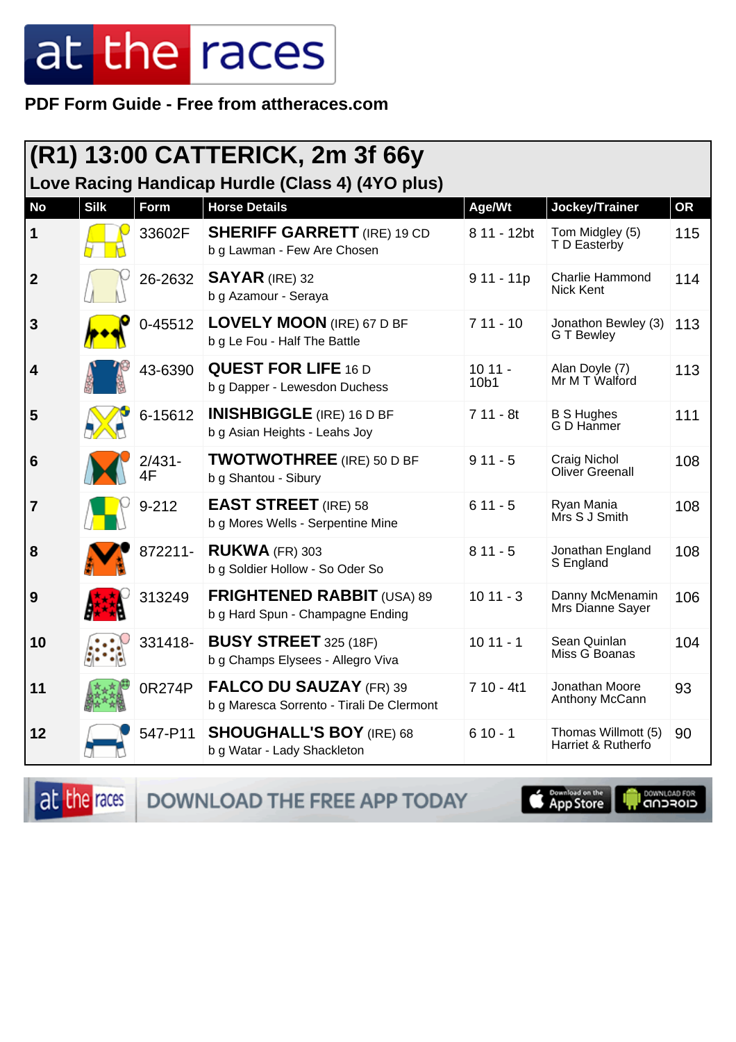**PDF Form Guide - Free from attheraces.com**

## (R1) 13:00 CATTERICK, 2m 3f 66y

### Love Racing Handicap Hurdle (Class 4) (4YO plus)

| No | Silk | Form | Horse Details | Age/Wt | Jockey/Trainer | OR |
|---|---|---|---|---|---|---|
| 1 | | 33602F | **SHERIFF GARRETT** (IRE) 19 CD<br>b g Lawman - Few Are Chosen | 8 11 - 12bt | Tom Midgley (5)<br>T D Easterby | 115 |
| 2 | | 26-2632 | **SAYAR** (IRE) 32<br>b g Azamour - Seraya | 9 11 - 11p | Charlie Hammond<br>Nick Kent | 114 |
| 3 | | 0-45512 | **LOVELY MOON** (IRE) 67 D BF<br>b g Le Fou - Half The Battle | 7 11 - 10 | Jonathon Bewley (3)<br>G T Bewley | 113 |
| 4 | | 43-6390 | **QUEST FOR LIFE** 16 D<br>b g Dapper - Lewesdon Duchess | 10 11 - 10b1 | Alan Doyle (7)<br>Mr M T Walford | 113 |
| 5 | | 6-15612 | **INISHBIGGLE** (IRE) 16 D BF<br>b g Asian Heights - Leahs Joy | 7 11 - 8t | B S Hughes<br>G D Hanmer | 111 |
| 6 | | 2/431-4F | **TWOTWOTHREE** (IRE) 50 D BF<br>b g Shantou - Sibury | 9 11 - 5 | Craig Nichol<br>Oliver Greenall | 108 |
| 7 | | 9-212 | **EAST STREET** (IRE) 58<br>b g Mores Wells - Serpentine Mine | 6 11 - 5 | Ryan Mania<br>Mrs S J Smith | 108 |
| 8 | | 872211- | **RUKWA** (FR) 303<br>b g Soldier Hollow - So Oder So | 8 11 - 5 | Jonathan England<br>S England | 108 |
| 9 | | 313249 | **FRIGHTENED RABBIT** (USA) 89<br>b g Hard Spun - Champagne Ending | 10 11 - 3 | Danny McMenamin<br>Mrs Dianne Sayer | 106 |
| 10 | | 331418- | **BUSY STREET** 325 (18F)<br>b g Champs Elysees - Allegro Viva | 10 11 - 1 | Sean Quinlan<br>Miss G Boanas | 104 |
| 11 | | 0R274P | **FALCO DU SAUZAY** (FR) 39<br>b g Maresca Sorrento - Tirali De Clermont | 7 10 - 4t1 | Jonathan Moore<br>Anthony McCann | 93 |
| 12 | | 547-P11 | **SHOUGHALL'S BOY** (IRE) 68<br>b g Watar - Lady Shackleton | 6 10 - 1 | Thomas Willmott (5)<br>Harriet & Rutherfo | 90 |

DOWNLOAD THE FREE APP TODAY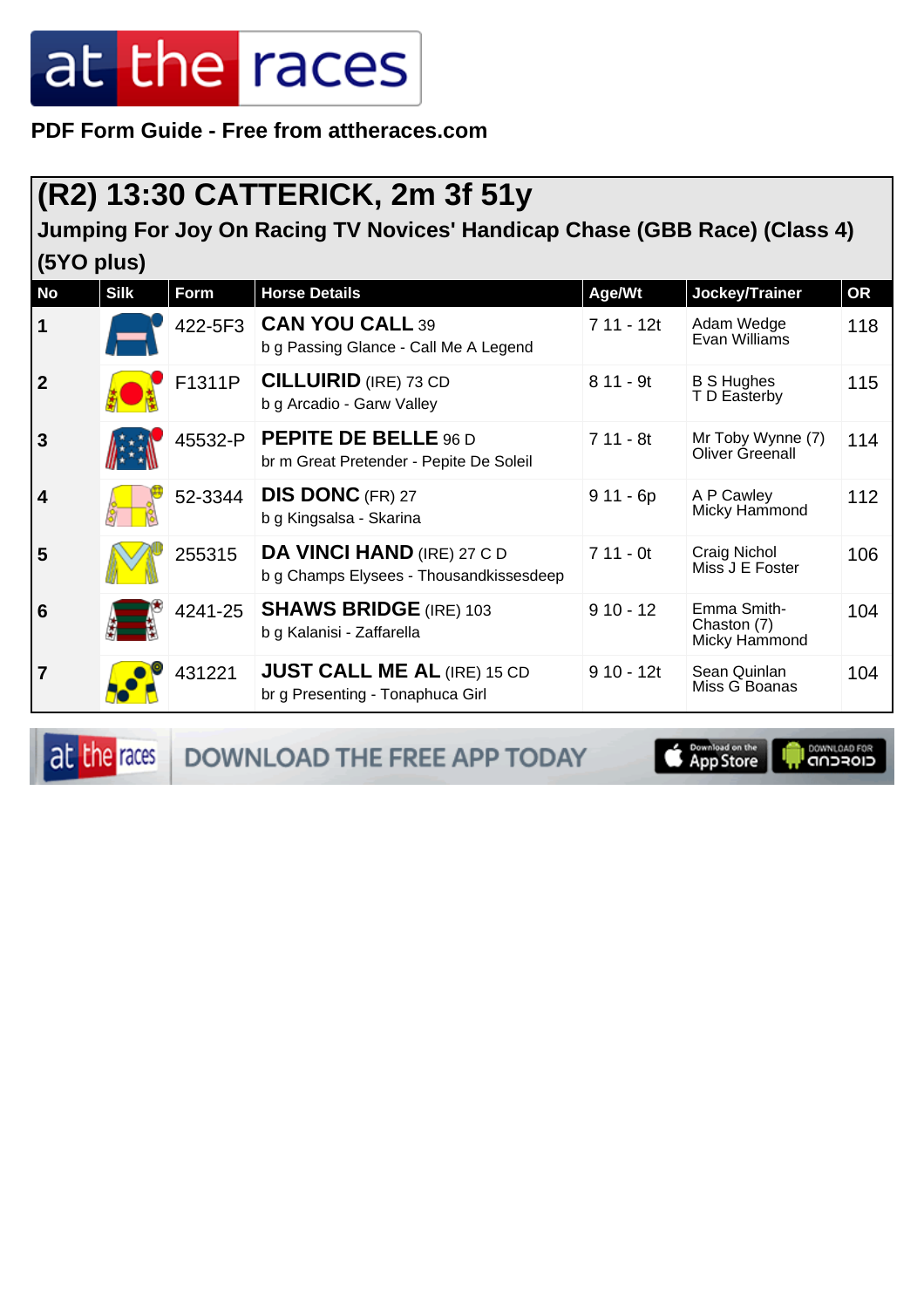PDF Form Guide - Free from attheraces.com

## (R2) 13:30 CATTERICK, 2m 3f 51y

### Jumping For Joy On Racing TV Novices' Handicap Chase (GBB Race) (Class 4) (5YO plus)

| No | Silk | Form | Horse Details | Age/Wt | Jockey/Trainer | OR |
|---|---|---|---|---|---|---|
| 1 | | 422-5F3 | **CAN YOU CALL** 39<br>b g Passing Glance - Call Me A Legend | 7 11 - 12t | Adam Wedge<br>Evan Williams | 118 |
| 2 | | F1311P | **CILLUIRID** (IRE) 73 CD<br>b g Arcadio - Garw Valley | 8 11 - 9t | B S Hughes<br>T D Easterby | 115 |
| 3 | | 45532-P | **PEPITE DE BELLE** 96 D<br>br m Great Pretender - Pepite De Soleil | 7 11 - 8t | Mr Toby Wynne (7)<br>Oliver Greenall | 114 |
| 4 | | 52-3344 | **DIS DONC** (FR) 27<br>b g Kingsalsa - Skarina | 9 11 - 6p | A P Cawley<br>Micky Hammond | 112 |
| 5 | | 255315 | **DA VINCI HAND** (IRE) 27 C D<br>b g Champs Elysees - Thousandkissesdeep | 7 11 - 0t | Craig Nichol<br>Miss J E Foster | 106 |
| 6 | | 4241-25 | **SHAWS BRIDGE** (IRE) 103<br>b g Kalanisi - Zaffarella | 9 10 - 12 | Emma Smith-Chaston (7)<br>Micky Hammond | 104 |
| 7 | | 431221 | **JUST CALL ME AL** (IRE) 15 CD<br>br g Presenting - Tonaphuca Girl | 9 10 - 12t | Sean Quinlan<br>Miss G Boanas | 104 |

DOWNLOAD THE FREE APP TODAY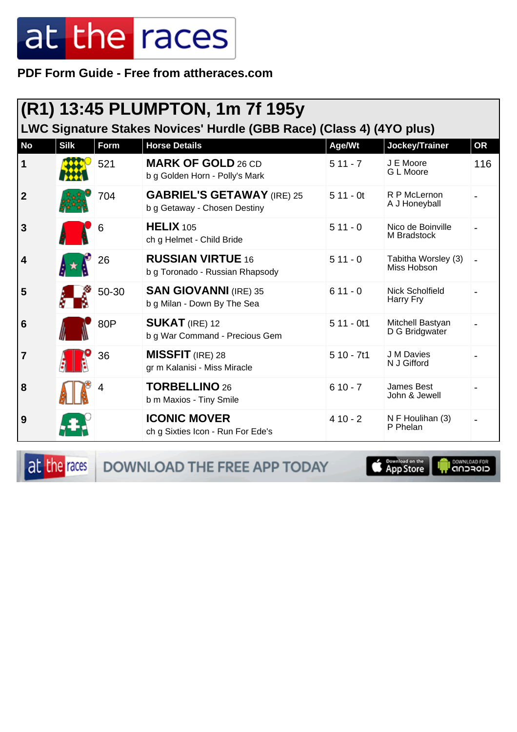# at the races

**PDF Form Guide - Free from attheraces.com**

## (R1) 13:45 PLUMPTON, 1m 7f 195y

### LWC Signature Stakes Novices' Hurdle (GBB Race) (Class 4) (4YO plus)

| No | Silk | Form | Horse Details | Age/Wt | Jockey/Trainer | OR |
|---|---|---|---|---|---|---|
| 1 | | 521 | **MARK OF GOLD** 26 CD<br>b g Golden Horn - Polly's Mark | 5 11 - 7 | J E Moore<br>G L Moore | 116 |
| 2 | | 704 | **GABRIEL'S GETAWAY** (IRE) 25<br>b g Getaway - Chosen Destiny | 5 11 - 0t | R P McLernon<br>A J Honeyball | - |
| 3 | | 6 | **HELIX** 105<br>ch g Helmet - Child Bride | 5 11 - 0 | Nico de Boinville<br>M Bradstock | - |
| 4 | | 26 | **RUSSIAN VIRTUE** 16<br>b g Toronado - Russian Rhapsody | 5 11 - 0 | Tabitha Worsley (3)<br>Miss Hobson | - |
| 5 | | 50-30 | **SAN GIOVANNI** (IRE) 35<br>b g Milan - Down By The Sea | 6 11 - 0 | Nick Scholfield<br>Harry Fry | - |
| 6 | | 80P | **SUKAT** (IRE) 12<br>b g War Command - Precious Gem | 5 11 - 0t1 | Mitchell Bastyan<br>D G Bridgwater | - |
| 7 | | 36 | **MISSFIT** (IRE) 28<br>gr m Kalanisi - Miss Miracle | 5 10 - 7t1 | J M Davies<br>N J Gifford | - |
| 8 | | 4 | **TORBELLINO** 26<br>b m Maxios - Tiny Smile | 6 10 - 7 | James Best<br>John & Jewell | - |
| 9 | | | **ICONIC MOVER**<br>ch g Sixties Icon - Run For Ede's | 4 10 - 2 | N F Houlihan (3)<br>P Phelan | - |

at the races DOWNLOAD THE FREE APP TODAY